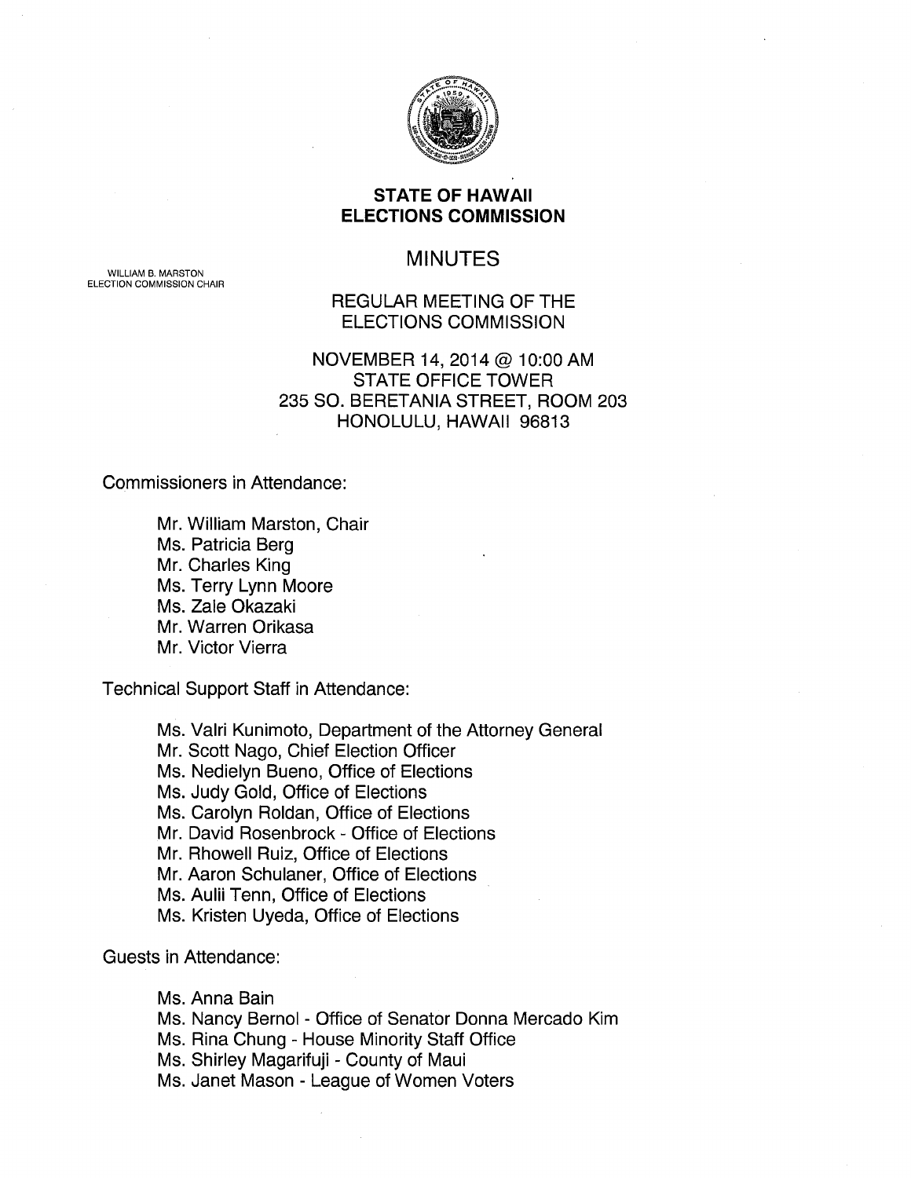**STATE OF HAWAII**
**ELECTIONS COMMISSION**

WILLIAM B. MARSTON
ELECTION COMMISSION CHAIR

# MINUTES

REGULAR MEETING OF THE
ELECTIONS COMMISSION

NOVEMBER 14, 2014 @ 10:00 AM
STATE OFFICE TOWER
235 SO. BERETANIA STREET, ROOM 203
HONOLULU, HAWAII 96813

Commissioners in Attendance:

- Mr. William Marston, Chair
- Ms. Patricia Berg
- Mr. Charles King
- Ms. Terry Lynn Moore
- Ms. Zale Okazaki
- Mr. Warren Orikasa
- Mr. Victor Vierra

Technical Support Staff in Attendance:

- Ms. Valri Kunimoto, Department of the Attorney General
- Mr. Scott Nago, Chief Election Officer
- Ms. Nedielyn Bueno, Office of Elections
- Ms. Judy Gold, Office of Elections
- Ms. Carolyn Roldan, Office of Elections
- Mr. David Rosenbrock - Office of Elections
- Mr. Rhowell Ruiz, Office of Elections
- Mr. Aaron Schulaner, Office of Elections
- Ms. Aulii Tenn, Office of Elections
- Ms. Kristen Uyeda, Office of Elections

Guests in Attendance:

- Ms. Anna Bain
- Ms. Nancy Bernol - Office of Senator Donna Mercado Kim
- Ms. Rina Chung - House Minority Staff Office
- Ms. Shirley Magarifuji - County of Maui
- Ms. Janet Mason - League of Women Voters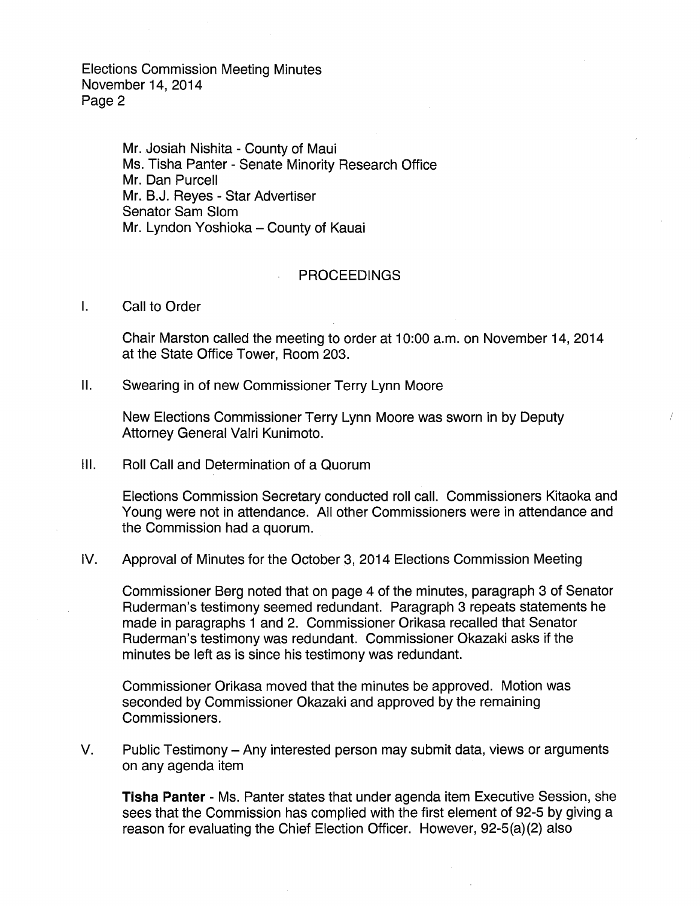Mr. Josiah Nishita - County of Maui
Ms. Tisha Panter - Senate Minority Research Office
Mr. Dan Purcell
Mr. B.J. Reyes - Star Advertiser
Senator Sam Slom
Mr. Lyndon Yoshioka – County of Kauai

## PROCEEDINGS

I. Call to Order

Chair Marston called the meeting to order at 10:00 a.m. on November 14, 2014 at the State Office Tower, Room 203.

II. Swearing in of new Commissioner Terry Lynn Moore

New Elections Commissioner Terry Lynn Moore was sworn in by Deputy Attorney General Valri Kunimoto.

III. Roll Call and Determination of a Quorum

Elections Commission Secretary conducted roll call. Commissioners Kitaoka and Young were not in attendance. All other Commissioners were in attendance and the Commission had a quorum.

IV. Approval of Minutes for the October 3, 2014 Elections Commission Meeting

Commissioner Berg noted that on page 4 of the minutes, paragraph 3 of Senator Ruderman's testimony seemed redundant. Paragraph 3 repeats statements he made in paragraphs 1 and 2. Commissioner Orikasa recalled that Senator Ruderman's testimony was redundant. Commissioner Okazaki asks if the minutes be left as is since his testimony was redundant.

Commissioner Orikasa moved that the minutes be approved. Motion was seconded by Commissioner Okazaki and approved by the remaining Commissioners.

V. Public Testimony – Any interested person may submit data, views or arguments on any agenda item

**Tisha Panter** - Ms. Panter states that under agenda item Executive Session, she sees that the Commission has complied with the first element of 92-5 by giving a reason for evaluating the Chief Election Officer. However, 92-5(a)(2) also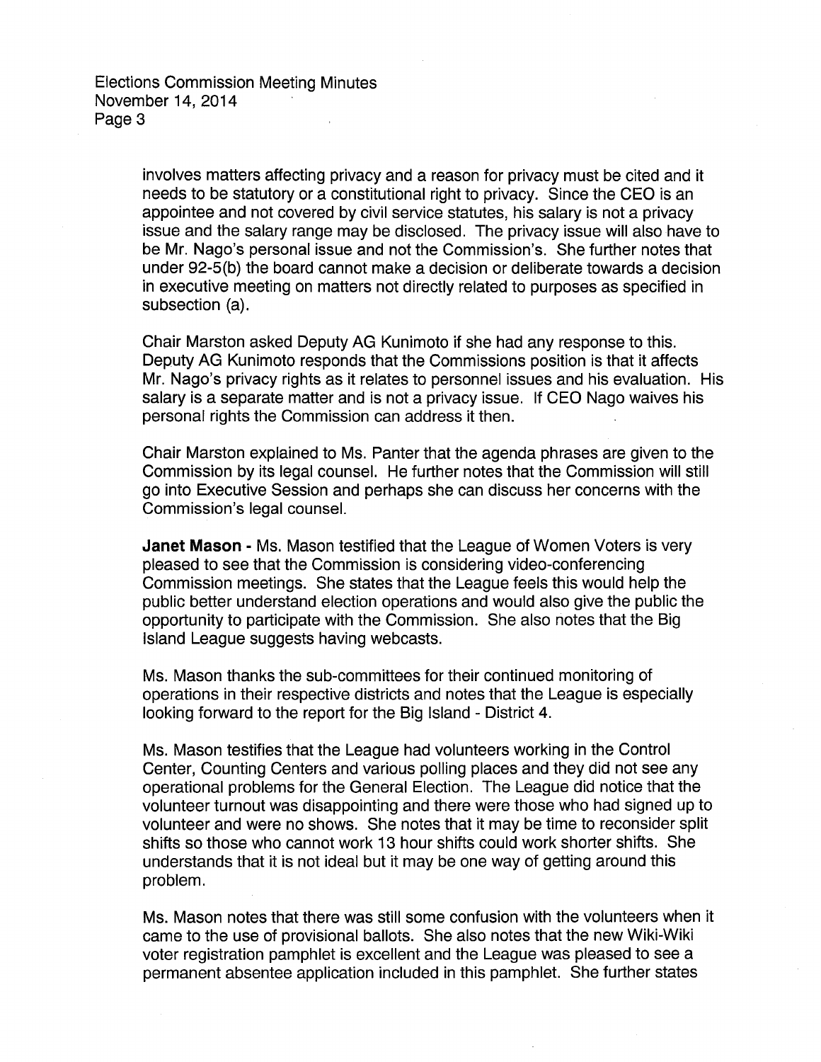involves matters affecting privacy and a reason for privacy must be cited and it needs to be statutory or a constitutional right to privacy. Since the CEO is an appointee and not covered by civil service statutes, his salary is not a privacy issue and the salary range may be disclosed. The privacy issue will also have to be Mr. Nago's personal issue and not the Commission's. She further notes that under 92-5(b) the board cannot make a decision or deliberate towards a decision in executive meeting on matters not directly related to purposes as specified in subsection (a).

Chair Marston asked Deputy AG Kunimoto if she had any response to this. Deputy AG Kunimoto responds that the Commissions position is that it affects Mr. Nago's privacy rights as it relates to personnel issues and his evaluation. His salary is a separate matter and is not a privacy issue. If CEO Nago waives his personal rights the Commission can address it then.

Chair Marston explained to Ms. Panter that the agenda phrases are given to the Commission by its legal counsel. He further notes that the Commission will still go into Executive Session and perhaps she can discuss her concerns with the Commission's legal counsel.

**Janet Mason -** Ms. Mason testified that the League of Women Voters is very pleased to see that the Commission is considering video-conferencing Commission meetings. She states that the League feels this would help the public better understand election operations and would also give the public the opportunity to participate with the Commission. She also notes that the Big Island League suggests having webcasts.

Ms. Mason thanks the sub-committees for their continued monitoring of operations in their respective districts and notes that the League is especially looking forward to the report for the Big Island - District 4.

Ms. Mason testifies that the League had volunteers working in the Control Center, Counting Centers and various polling places and they did not see any operational problems for the General Election. The League did notice that the volunteer turnout was disappointing and there were those who had signed up to volunteer and were no shows. She notes that it may be time to reconsider split shifts so those who cannot work 13 hour shifts could work shorter shifts. She understands that it is not ideal but it may be one way of getting around this problem.

Ms. Mason notes that there was still some confusion with the volunteers when it came to the use of provisional ballots. She also notes that the new Wiki-Wiki voter registration pamphlet is excellent and the League was pleased to see a permanent absentee application included in this pamphlet. She further states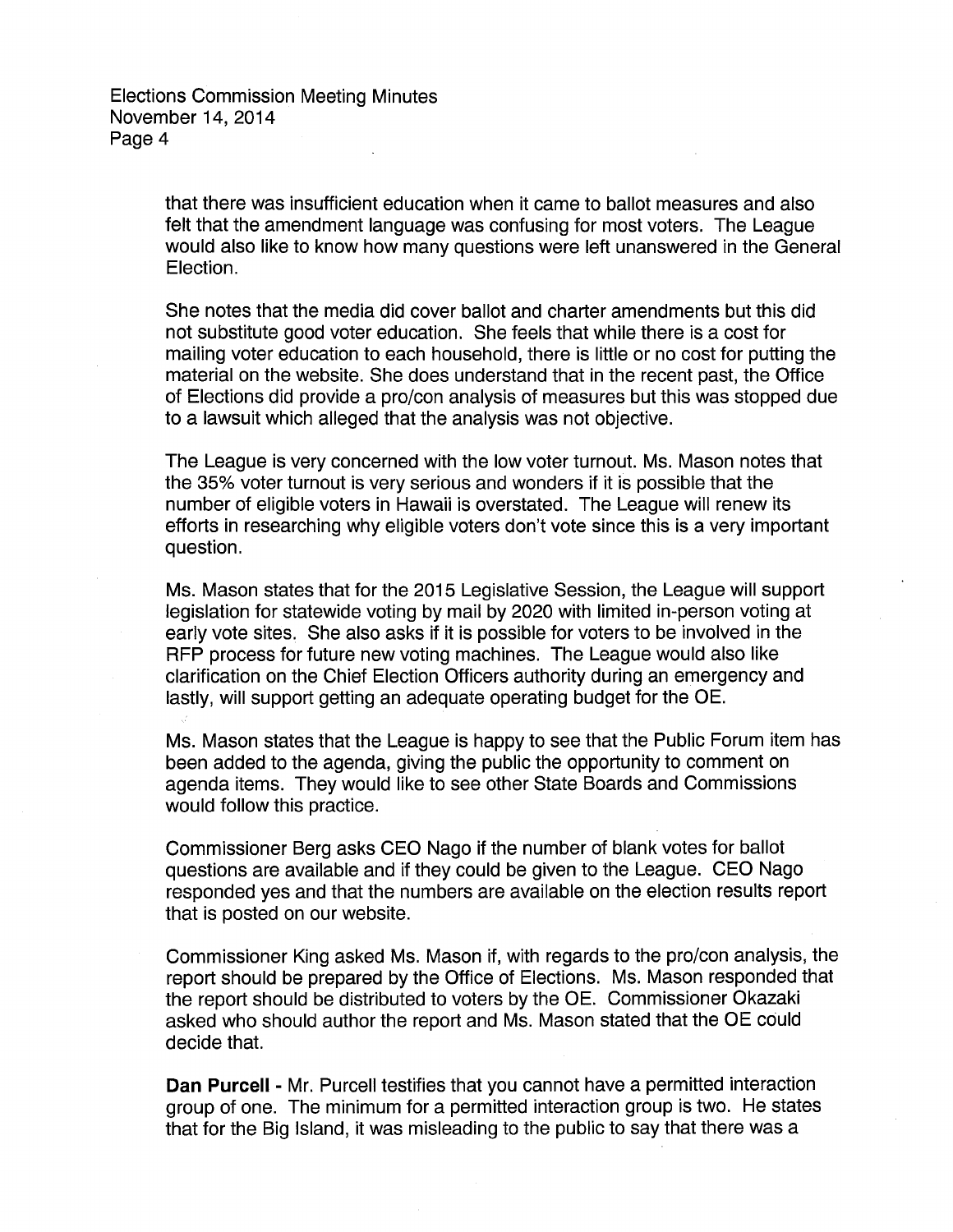that there was insufficient education when it came to ballot measures and also felt that the amendment language was confusing for most voters. The League would also like to know how many questions were left unanswered in the General Election.

She notes that the media did cover ballot and charter amendments but this did not substitute good voter education. She feels that while there is a cost for mailing voter education to each household, there is little or no cost for putting the material on the website. She does understand that in the recent past, the Office of Elections did provide a pro/con analysis of measures but this was stopped due to a lawsuit which alleged that the analysis was not objective.

The League is very concerned with the low voter turnout. Ms. Mason notes that the 35% voter turnout is very serious and wonders if it is possible that the number of eligible voters in Hawaii is overstated. The League will renew its efforts in researching why eligible voters don't vote since this is a very important question.

Ms. Mason states that for the 2015 Legislative Session, the League will support legislation for statewide voting by mail by 2020 with limited in-person voting at early vote sites. She also asks if it is possible for voters to be involved in the RFP process for future new voting machines. The League would also like clarification on the Chief Election Officers authority during an emergency and lastly, will support getting an adequate operating budget for the OE.

Ms. Mason states that the League is happy to see that the Public Forum item has been added to the agenda, giving the public the opportunity to comment on agenda items. They would like to see other State Boards and Commissions would follow this practice.

Commissioner Berg asks CEO Nago if the number of blank votes for ballot questions are available and if they could be given to the League. CEO Nago responded yes and that the numbers are available on the election results report that is posted on our website.

Commissioner King asked Ms. Mason if, with regards to the pro/con analysis, the report should be prepared by the Office of Elections. Ms. Mason responded that the report should be distributed to voters by the OE. Commissioner Okazaki asked who should author the report and Ms. Mason stated that the OE could decide that.

**Dan Purcell -** Mr. Purcell testifies that you cannot have a permitted interaction group of one. The minimum for a permitted interaction group is two. He states that for the Big Island, it was misleading to the public to say that there was a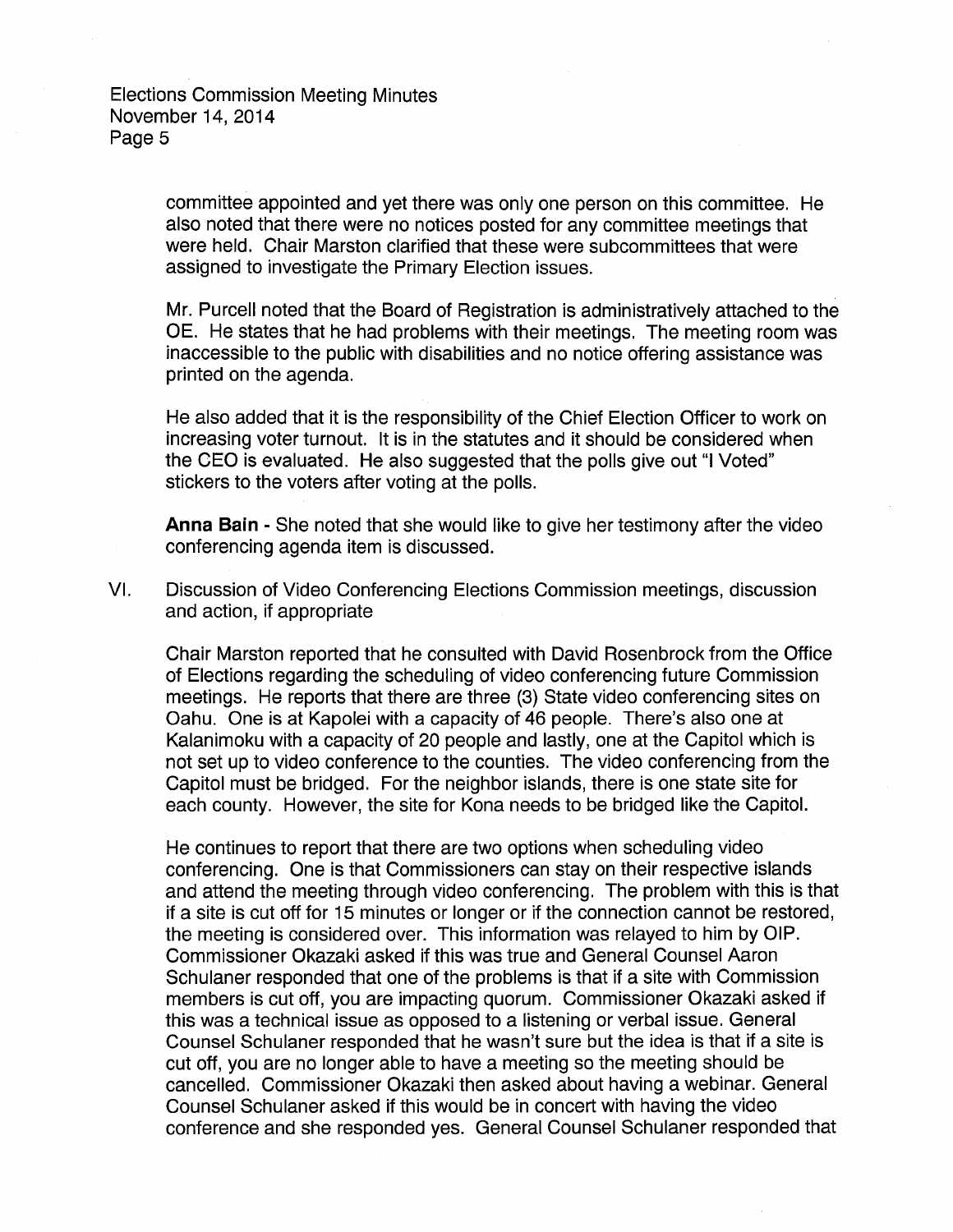committee appointed and yet there was only one person on this committee. He also noted that there were no notices posted for any committee meetings that were held. Chair Marston clarified that these were subcommittees that were assigned to investigate the Primary Election issues.

Mr. Purcell noted that the Board of Registration is administratively attached to the OE. He states that he had problems with their meetings. The meeting room was inaccessible to the public with disabilities and no notice offering assistance was printed on the agenda.

He also added that it is the responsibility of the Chief Election Officer to work on increasing voter turnout. It is in the statutes and it should be considered when the CEO is evaluated. He also suggested that the polls give out "I Voted" stickers to the voters after voting at the polls.

**Anna Bain** - She noted that she would like to give her testimony after the video conferencing agenda item is discussed.

VI. Discussion of Video Conferencing Elections Commission meetings, discussion and action, if appropriate

Chair Marston reported that he consulted with David Rosenbrock from the Office of Elections regarding the scheduling of video conferencing future Commission meetings. He reports that there are three (3) State video conferencing sites on Oahu. One is at Kapolei with a capacity of 46 people. There's also one at Kalanimoku with a capacity of 20 people and lastly, one at the Capitol which is not set up to video conference to the counties. The video conferencing from the Capitol must be bridged. For the neighbor islands, there is one state site for each county. However, the site for Kona needs to be bridged like the Capitol.

He continues to report that there are two options when scheduling video conferencing. One is that Commissioners can stay on their respective islands and attend the meeting through video conferencing. The problem with this is that if a site is cut off for 15 minutes or longer or if the connection cannot be restored, the meeting is considered over. This information was relayed to him by OIP. Commissioner Okazaki asked if this was true and General Counsel Aaron Schulaner responded that one of the problems is that if a site with Commission members is cut off, you are impacting quorum. Commissioner Okazaki asked if this was a technical issue as opposed to a listening or verbal issue. General Counsel Schulaner responded that he wasn't sure but the idea is that if a site is cut off, you are no longer able to have a meeting so the meeting should be cancelled. Commissioner Okazaki then asked about having a webinar. General Counsel Schulaner asked if this would be in concert with having the video conference and she responded yes. General Counsel Schulaner responded that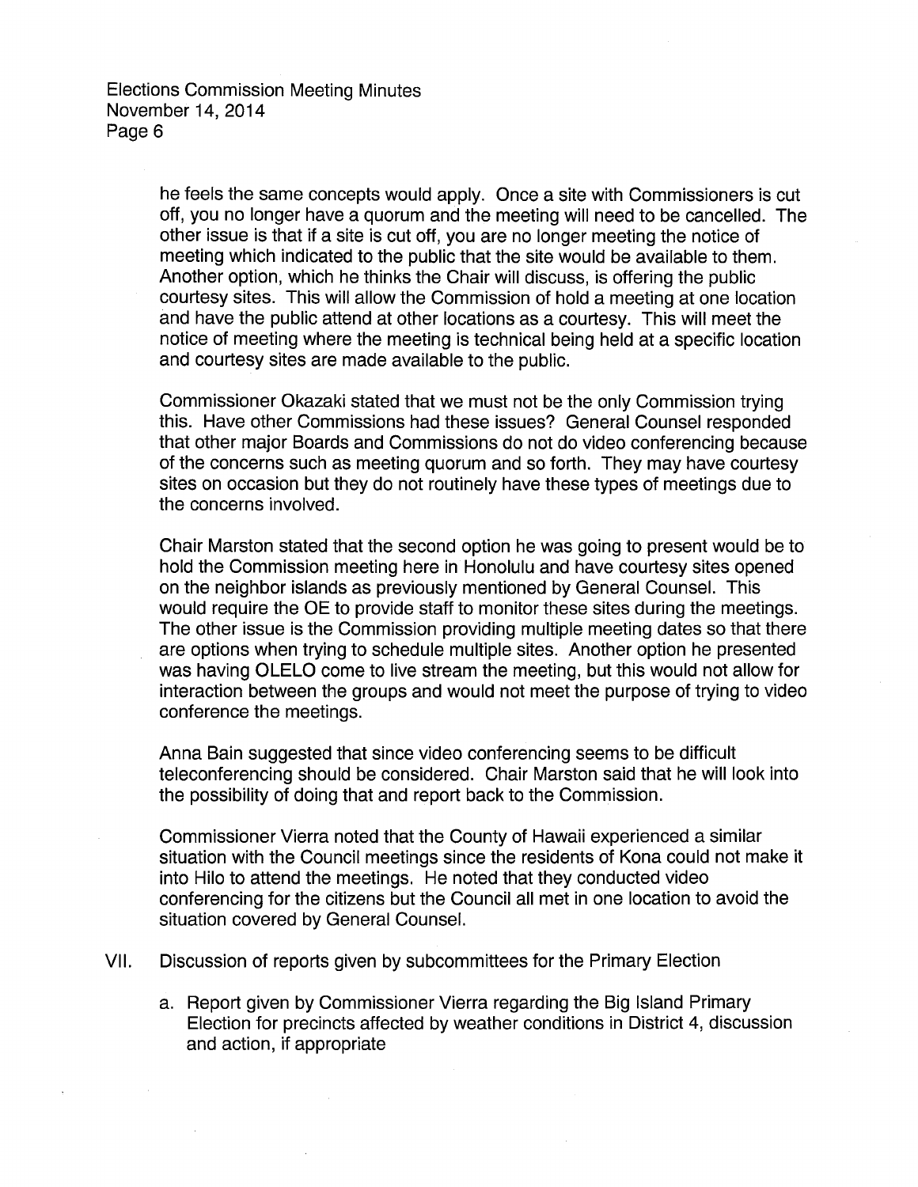he feels the same concepts would apply. Once a site with Commissioners is cut off, you no longer have a quorum and the meeting will need to be cancelled. The other issue is that if a site is cut off, you are no longer meeting the notice of meeting which indicated to the public that the site would be available to them. Another option, which he thinks the Chair will discuss, is offering the public courtesy sites. This will allow the Commission of hold a meeting at one location and have the public attend at other locations as a courtesy. This will meet the notice of meeting where the meeting is technical being held at a specific location and courtesy sites are made available to the public.

Commissioner Okazaki stated that we must not be the only Commission trying this. Have other Commissions had these issues? General Counsel responded that other major Boards and Commissions do not do video conferencing because of the concerns such as meeting quorum and so forth. They may have courtesy sites on occasion but they do not routinely have these types of meetings due to the concerns involved.

Chair Marston stated that the second option he was going to present would be to hold the Commission meeting here in Honolulu and have courtesy sites opened on the neighbor islands as previously mentioned by General Counsel. This would require the OE to provide staff to monitor these sites during the meetings. The other issue is the Commission providing multiple meeting dates so that there are options when trying to schedule multiple sites. Another option he presented was having OLELO come to live stream the meeting, but this would not allow for interaction between the groups and would not meet the purpose of trying to video conference the meetings.

Anna Bain suggested that since video conferencing seems to be difficult teleconferencing should be considered. Chair Marston said that he will look into the possibility of doing that and report back to the Commission.

Commissioner Vierra noted that the County of Hawaii experienced a similar situation with the Council meetings since the residents of Kona could not make it into Hilo to attend the meetings. He noted that they conducted video conferencing for the citizens but the Council all met in one location to avoid the situation covered by General Counsel.

VII. Discussion of reports given by subcommittees for the Primary Election

a. Report given by Commissioner Vierra regarding the Big Island Primary Election for precincts affected by weather conditions in District 4, discussion and action, if appropriate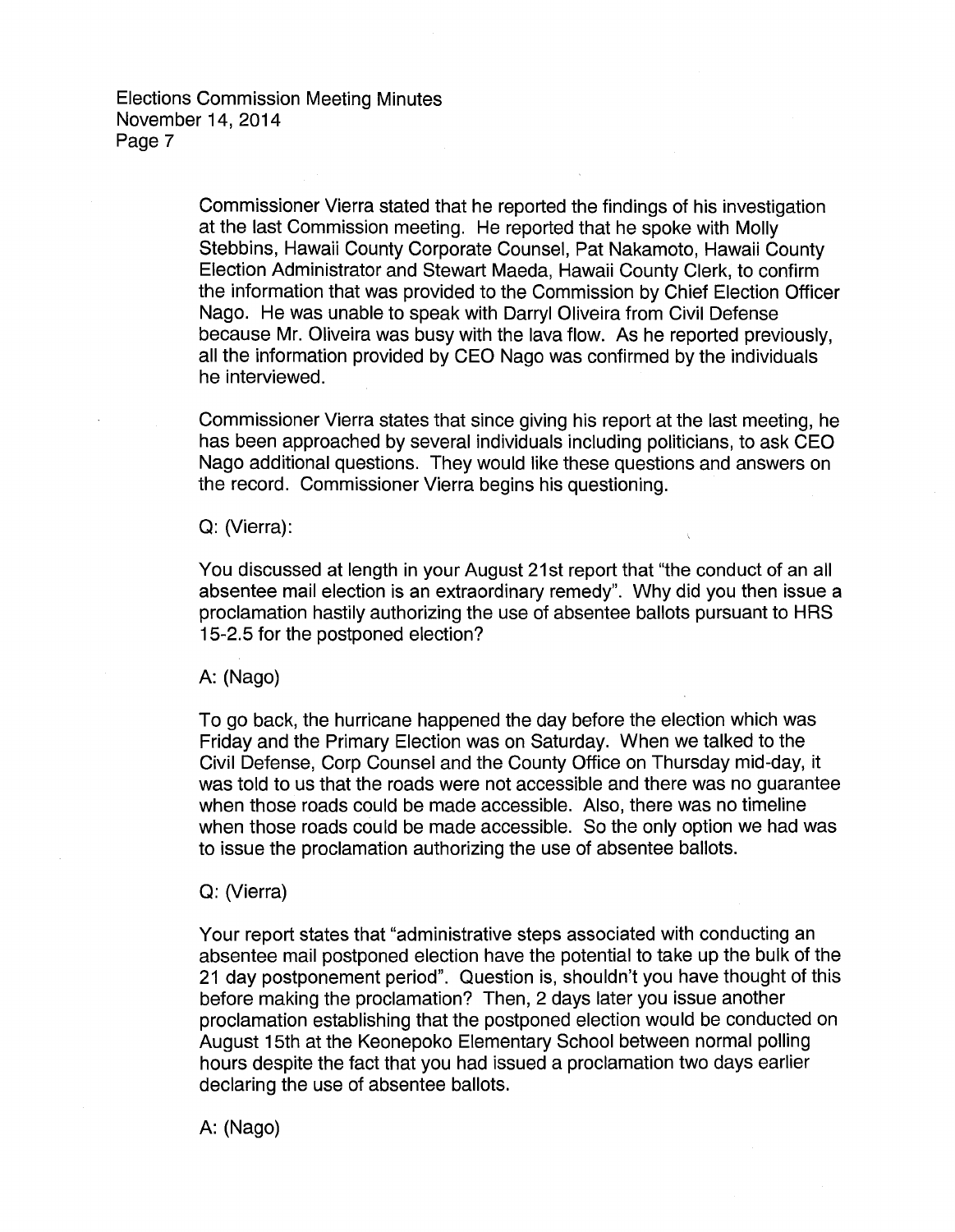Commissioner Vierra stated that he reported the findings of his investigation at the last Commission meeting. He reported that he spoke with Molly Stebbins, Hawaii County Corporate Counsel, Pat Nakamoto, Hawaii County Election Administrator and Stewart Maeda, Hawaii County Clerk, to confirm the information that was provided to the Commission by Chief Election Officer Nago. He was unable to speak with Darryl Oliveira from Civil Defense because Mr. Oliveira was busy with the lava flow. As he reported previously, all the information provided by CEO Nago was confirmed by the individuals he interviewed.

Commissioner Vierra states that since giving his report at the last meeting, he has been approached by several individuals including politicians, to ask CEO Nago additional questions. They would like these questions and answers on the record. Commissioner Vierra begins his questioning.

Q: (Vierra):

You discussed at length in your August 21st report that "the conduct of an all absentee mail election is an extraordinary remedy". Why did you then issue a proclamation hastily authorizing the use of absentee ballots pursuant to HRS 15-2.5 for the postponed election?

A: (Nago)

To go back, the hurricane happened the day before the election which was Friday and the Primary Election was on Saturday. When we talked to the Civil Defense, Corp Counsel and the County Office on Thursday mid-day, it was told to us that the roads were not accessible and there was no guarantee when those roads could be made accessible. Also, there was no timeline when those roads could be made accessible. So the only option we had was to issue the proclamation authorizing the use of absentee ballots.

Q: (Vierra)

Your report states that "administrative steps associated with conducting an absentee mail postponed election have the potential to take up the bulk of the 21 day postponement period". Question is, shouldn't you have thought of this before making the proclamation? Then, 2 days later you issue another proclamation establishing that the postponed election would be conducted on August 15th at the Keonepoko Elementary School between normal polling hours despite the fact that you had issued a proclamation two days earlier declaring the use of absentee ballots.

A: (Nago)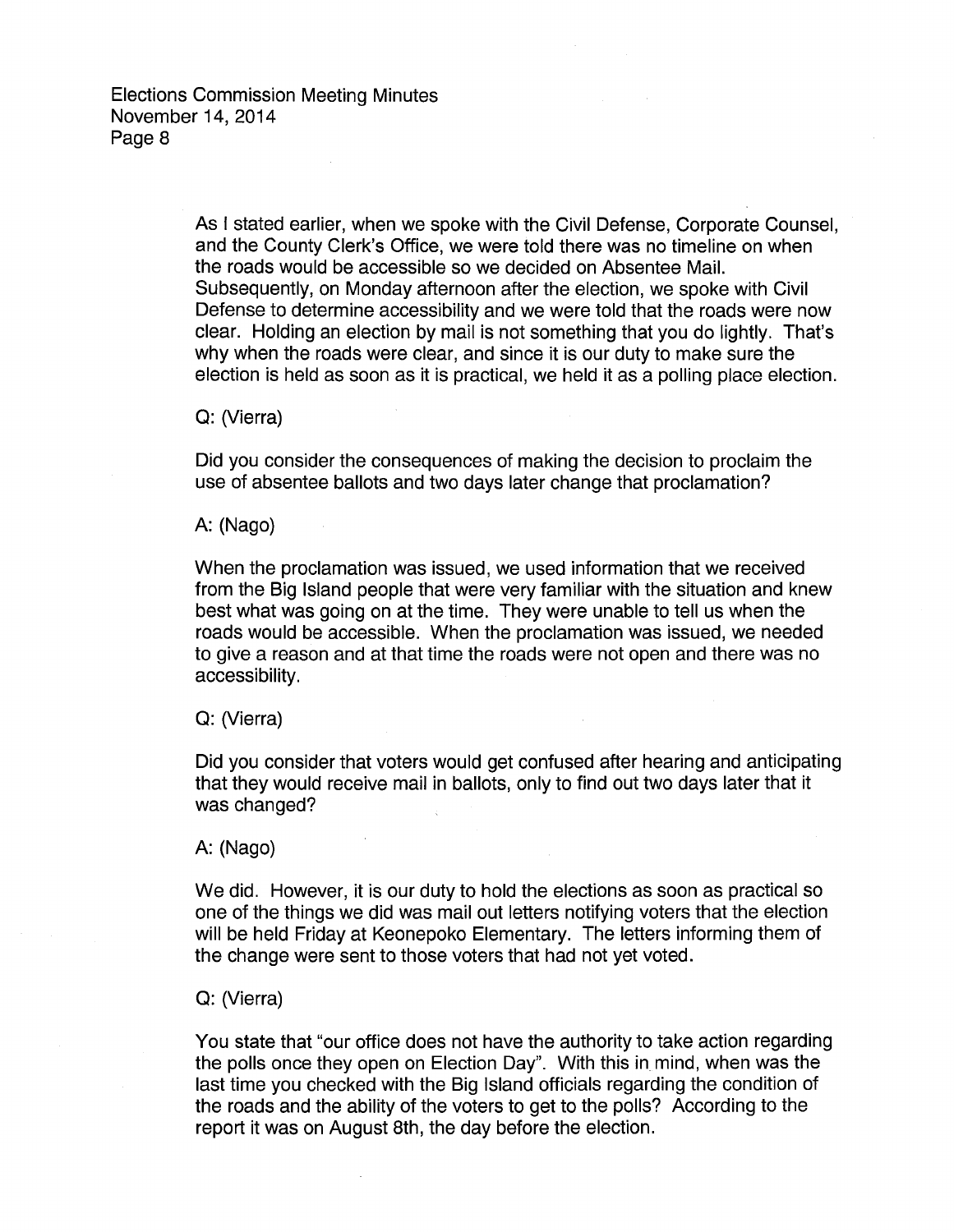As I stated earlier, when we spoke with the Civil Defense, Corporate Counsel, and the County Clerk's Office, we were told there was no timeline on when the roads would be accessible so we decided on Absentee Mail. Subsequently, on Monday afternoon after the election, we spoke with Civil Defense to determine accessibility and we were told that the roads were now clear. Holding an election by mail is not something that you do lightly. That's why when the roads were clear, and since it is our duty to make sure the election is held as soon as it is practical, we held it as a polling place election.

Q: (Vierra)

Did you consider the consequences of making the decision to proclaim the use of absentee ballots and two days later change that proclamation?

A: (Nago)

When the proclamation was issued, we used information that we received from the Big Island people that were very familiar with the situation and knew best what was going on at the time. They were unable to tell us when the roads would be accessible. When the proclamation was issued, we needed to give a reason and at that time the roads were not open and there was no accessibility.

Q: (Vierra)

Did you consider that voters would get confused after hearing and anticipating that they would receive mail in ballots, only to find out two days later that it was changed?

A: (Nago)

We did. However, it is our duty to hold the elections as soon as practical so one of the things we did was mail out letters notifying voters that the election will be held Friday at Keonepoko Elementary. The letters informing them of the change were sent to those voters that had not yet voted.

Q: (Vierra)

You state that "our office does not have the authority to take action regarding the polls once they open on Election Day". With this in mind, when was the last time you checked with the Big Island officials regarding the condition of the roads and the ability of the voters to get to the polls? According to the report it was on August 8th, the day before the election.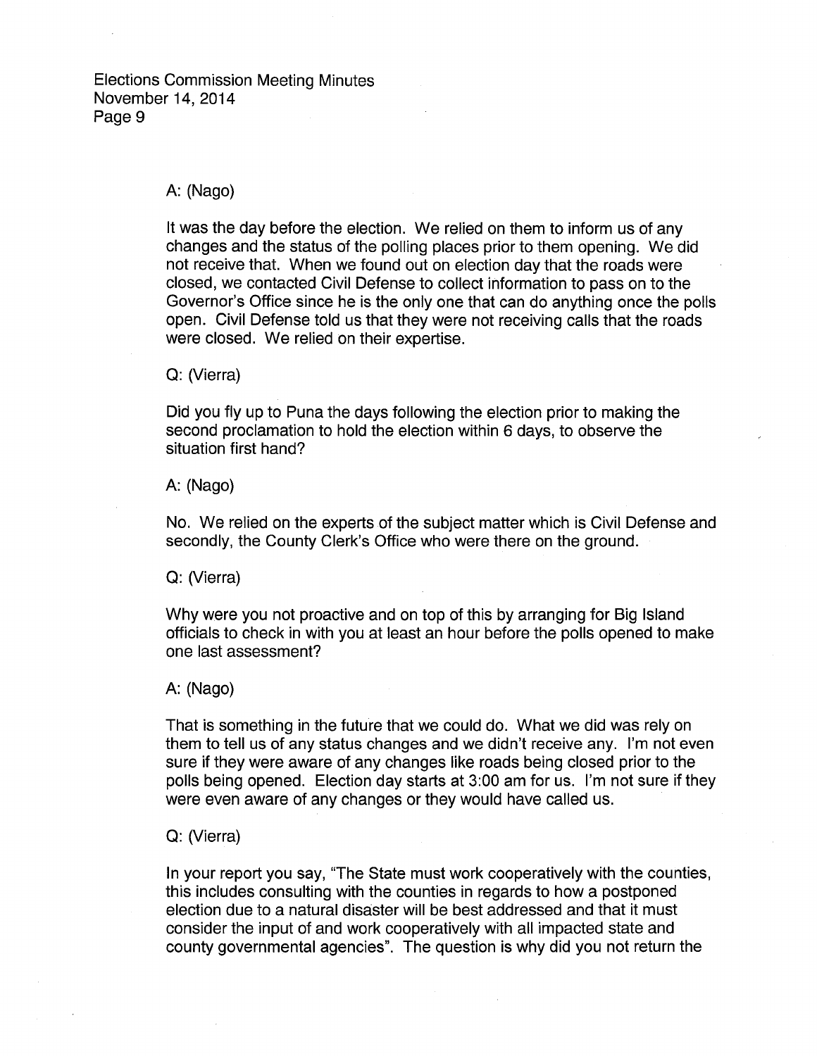A: (Nago)

It was the day before the election. We relied on them to inform us of any changes and the status of the polling places prior to them opening. We did not receive that. When we found out on election day that the roads were closed, we contacted Civil Defense to collect information to pass on to the Governor's Office since he is the only one that can do anything once the polls open. Civil Defense told us that they were not receiving calls that the roads were closed. We relied on their expertise.

Q: (Vierra)

Did you fly up to Puna the days following the election prior to making the second proclamation to hold the election within 6 days, to observe the situation first hand?

A: (Nago)

No. We relied on the experts of the subject matter which is Civil Defense and secondly, the County Clerk's Office who were there on the ground.

Q: (Vierra)

Why were you not proactive and on top of this by arranging for Big Island officials to check in with you at least an hour before the polls opened to make one last assessment?

A: (Nago)

That is something in the future that we could do. What we did was rely on them to tell us of any status changes and we didn't receive any. I'm not even sure if they were aware of any changes like roads being closed prior to the polls being opened. Election day starts at 3:00 am for us. I'm not sure if they were even aware of any changes or they would have called us.

Q: (Vierra)

In your report you say, "The State must work cooperatively with the counties, this includes consulting with the counties in regards to how a postponed election due to a natural disaster will be best addressed and that it must consider the input of and work cooperatively with all impacted state and county governmental agencies". The question is why did you not return the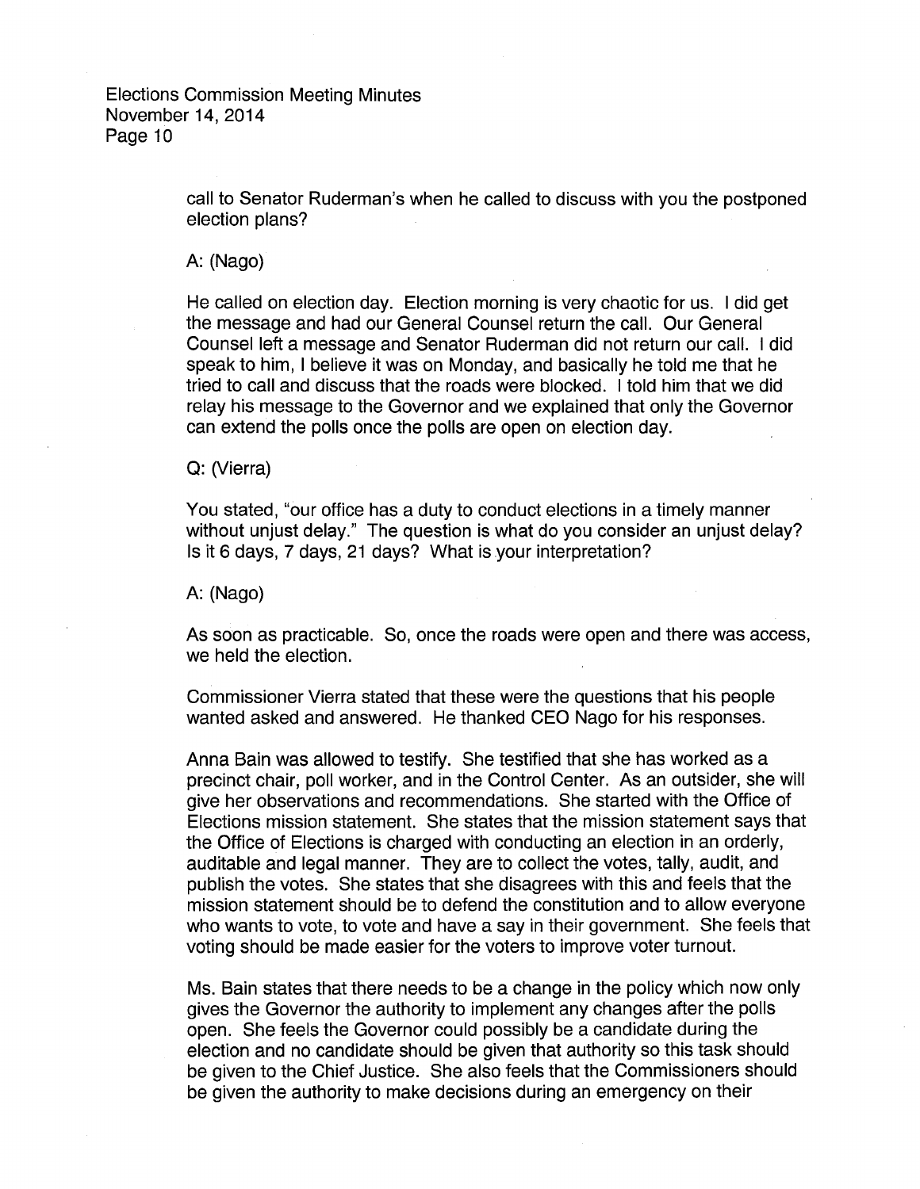call to Senator Ruderman's when he called to discuss with you the postponed election plans?

A: (Nago)

He called on election day. Election morning is very chaotic for us. I did get the message and had our General Counsel return the call. Our General Counsel left a message and Senator Ruderman did not return our call. I did speak to him, I believe it was on Monday, and basically he told me that he tried to call and discuss that the roads were blocked. I told him that we did relay his message to the Governor and we explained that only the Governor can extend the polls once the polls are open on election day.

Q: (Vierra)

You stated, "our office has a duty to conduct elections in a timely manner without unjust delay." The question is what do you consider an unjust delay? Is it 6 days, 7 days, 21 days? What is your interpretation?

A: (Nago)

As soon as practicable. So, once the roads were open and there was access, we held the election.

Commissioner Vierra stated that these were the questions that his people wanted asked and answered. He thanked CEO Nago for his responses.

Anna Bain was allowed to testify. She testified that she has worked as a precinct chair, poll worker, and in the Control Center. As an outsider, she will give her observations and recommendations. She started with the Office of Elections mission statement. She states that the mission statement says that the Office of Elections is charged with conducting an election in an orderly, auditable and legal manner. They are to collect the votes, tally, audit, and publish the votes. She states that she disagrees with this and feels that the mission statement should be to defend the constitution and to allow everyone who wants to vote, to vote and have a say in their government. She feels that voting should be made easier for the voters to improve voter turnout.

Ms. Bain states that there needs to be a change in the policy which now only gives the Governor the authority to implement any changes after the polls open. She feels the Governor could possibly be a candidate during the election and no candidate should be given that authority so this task should be given to the Chief Justice. She also feels that the Commissioners should be given the authority to make decisions during an emergency on their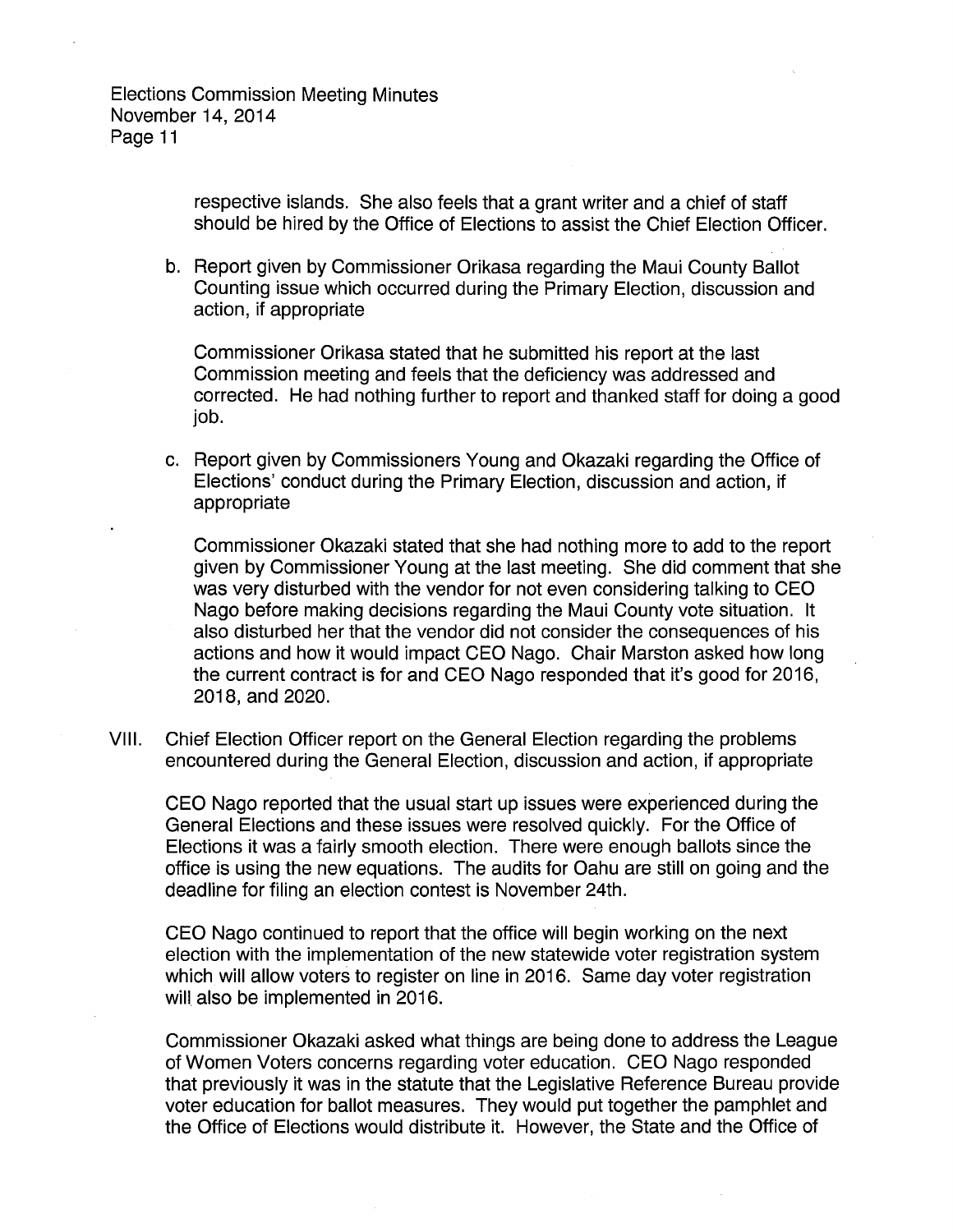respective islands. She also feels that a grant writer and a chief of staff should be hired by the Office of Elections to assist the Chief Election Officer.

b. Report given by Commissioner Orikasa regarding the Maui County Ballot Counting issue which occurred during the Primary Election, discussion and action, if appropriate

   Commissioner Orikasa stated that he submitted his report at the last Commission meeting and feels that the deficiency was addressed and corrected. He had nothing further to report and thanked staff for doing a good job.

c. Report given by Commissioners Young and Okazaki regarding the Office of Elections' conduct during the Primary Election, discussion and action, if appropriate

   Commissioner Okazaki stated that she had nothing more to add to the report given by Commissioner Young at the last meeting. She did comment that she was very disturbed with the vendor for not even considering talking to CEO Nago before making decisions regarding the Maui County vote situation. It also disturbed her that the vendor did not consider the consequences of his actions and how it would impact CEO Nago. Chair Marston asked how long the current contract is for and CEO Nago responded that it's good for 2016, 2018, and 2020.

VIII. Chief Election Officer report on the General Election regarding the problems encountered during the General Election, discussion and action, if appropriate

CEO Nago reported that the usual start up issues were experienced during the General Elections and these issues were resolved quickly. For the Office of Elections it was a fairly smooth election. There were enough ballots since the office is using the new equations. The audits for Oahu are still on going and the deadline for filing an election contest is November 24th.

CEO Nago continued to report that the office will begin working on the next election with the implementation of the new statewide voter registration system which will allow voters to register on line in 2016. Same day voter registration will also be implemented in 2016.

Commissioner Okazaki asked what things are being done to address the League of Women Voters concerns regarding voter education. CEO Nago responded that previously it was in the statute that the Legislative Reference Bureau provide voter education for ballot measures. They would put together the pamphlet and the Office of Elections would distribute it. However, the State and the Office of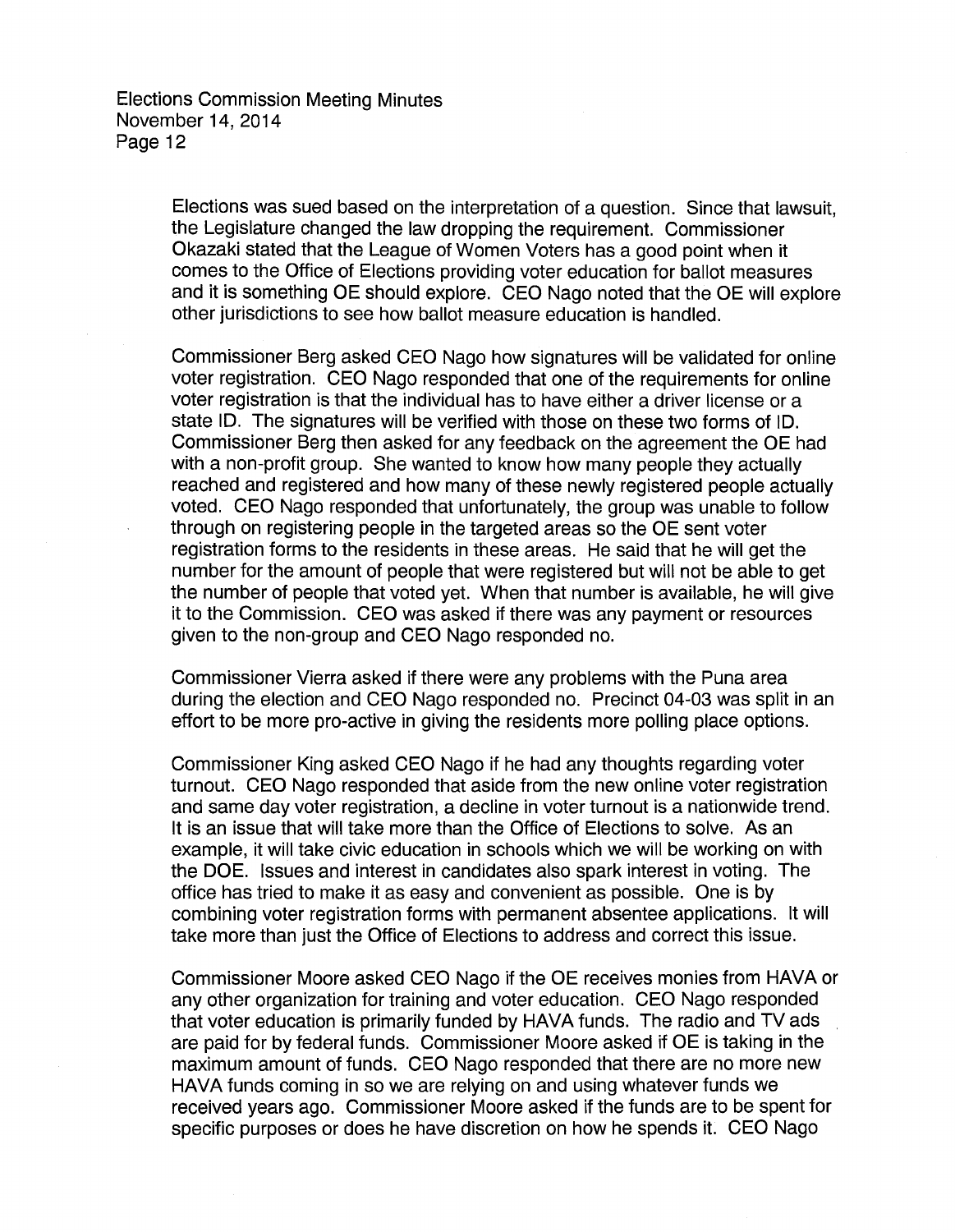Elections was sued based on the interpretation of a question. Since that lawsuit, the Legislature changed the law dropping the requirement. Commissioner Okazaki stated that the League of Women Voters has a good point when it comes to the Office of Elections providing voter education for ballot measures and it is something OE should explore. CEO Nago noted that the OE will explore other jurisdictions to see how ballot measure education is handled.

Commissioner Berg asked CEO Nago how signatures will be validated for online voter registration. CEO Nago responded that one of the requirements for online voter registration is that the individual has to have either a driver license or a state ID. The signatures will be verified with those on these two forms of ID. Commissioner Berg then asked for any feedback on the agreement the OE had with a non-profit group. She wanted to know how many people they actually reached and registered and how many of these newly registered people actually voted. CEO Nago responded that unfortunately, the group was unable to follow through on registering people in the targeted areas so the OE sent voter registration forms to the residents in these areas. He said that he will get the number for the amount of people that were registered but will not be able to get the number of people that voted yet. When that number is available, he will give it to the Commission. CEO was asked if there was any payment or resources given to the non-group and CEO Nago responded no.

Commissioner Vierra asked if there were any problems with the Puna area during the election and CEO Nago responded no. Precinct 04-03 was split in an effort to be more pro-active in giving the residents more polling place options.

Commissioner King asked CEO Nago if he had any thoughts regarding voter turnout. CEO Nago responded that aside from the new online voter registration and same day voter registration, a decline in voter turnout is a nationwide trend. It is an issue that will take more than the Office of Elections to solve. As an example, it will take civic education in schools which we will be working on with the DOE. Issues and interest in candidates also spark interest in voting. The office has tried to make it as easy and convenient as possible. One is by combining voter registration forms with permanent absentee applications. It will take more than just the Office of Elections to address and correct this issue.

Commissioner Moore asked CEO Nago if the OE receives monies from HAVA or any other organization for training and voter education. CEO Nago responded that voter education is primarily funded by HAVA funds. The radio and TV ads are paid for by federal funds. Commissioner Moore asked if OE is taking in the maximum amount of funds. CEO Nago responded that there are no more new HAVA funds coming in so we are relying on and using whatever funds we received years ago. Commissioner Moore asked if the funds are to be spent for specific purposes or does he have discretion on how he spends it. CEO Nago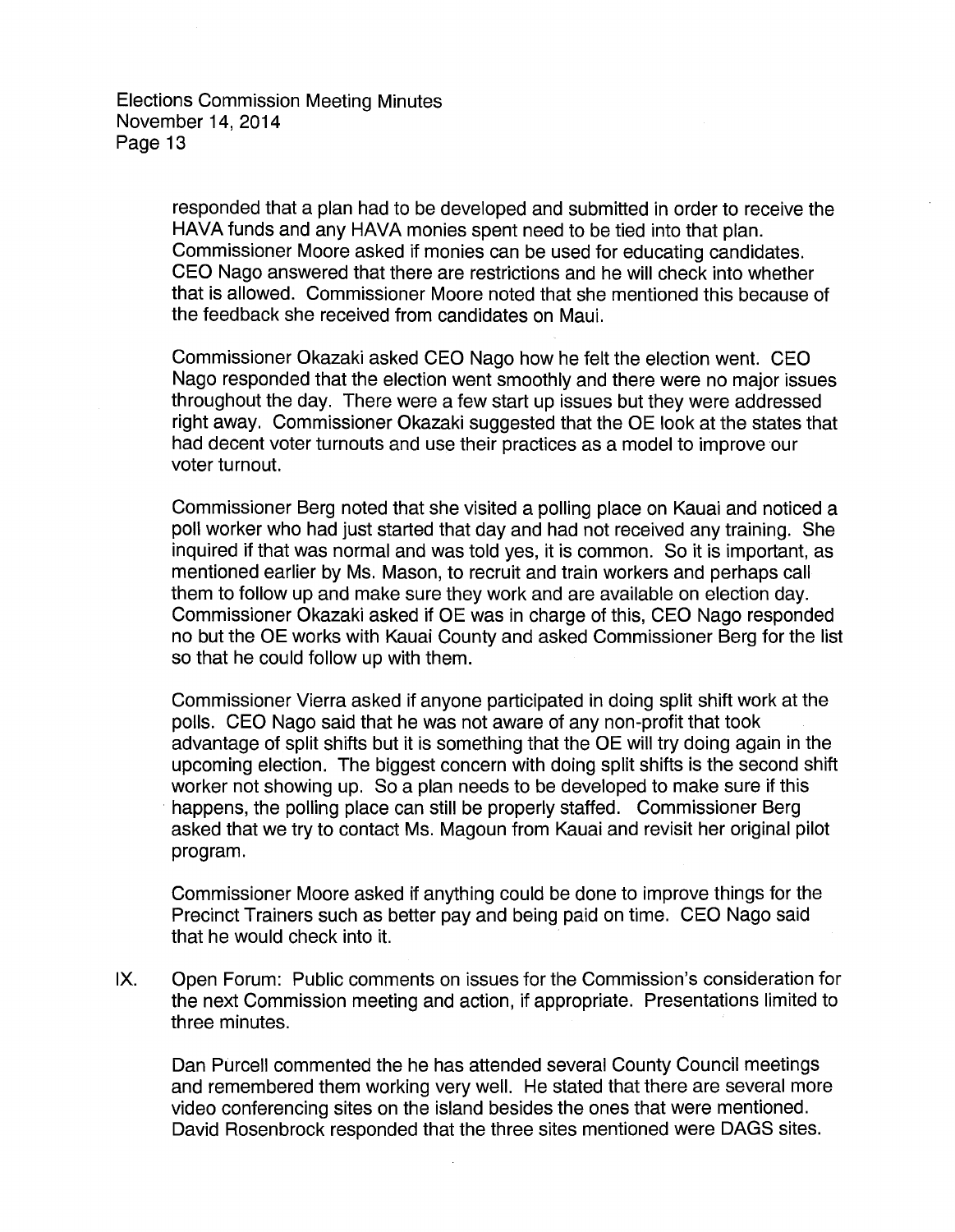responded that a plan had to be developed and submitted in order to receive the HAVA funds and any HAVA monies spent need to be tied into that plan. Commissioner Moore asked if monies can be used for educating candidates. CEO Nago answered that there are restrictions and he will check into whether that is allowed. Commissioner Moore noted that she mentioned this because of the feedback she received from candidates on Maui.

Commissioner Okazaki asked CEO Nago how he felt the election went. CEO Nago responded that the election went smoothly and there were no major issues throughout the day. There were a few start up issues but they were addressed right away. Commissioner Okazaki suggested that the OE look at the states that had decent voter turnouts and use their practices as a model to improve our voter turnout.

Commissioner Berg noted that she visited a polling place on Kauai and noticed a poll worker who had just started that day and had not received any training. She inquired if that was normal and was told yes, it is common. So it is important, as mentioned earlier by Ms. Mason, to recruit and train workers and perhaps call them to follow up and make sure they work and are available on election day. Commissioner Okazaki asked if OE was in charge of this, CEO Nago responded no but the OE works with Kauai County and asked Commissioner Berg for the list so that he could follow up with them.

Commissioner Vierra asked if anyone participated in doing split shift work at the polls. CEO Nago said that he was not aware of any non-profit that took advantage of split shifts but it is something that the OE will try doing again in the upcoming election. The biggest concern with doing split shifts is the second shift worker not showing up. So a plan needs to be developed to make sure if this happens, the polling place can still be properly staffed. Commissioner Berg asked that we try to contact Ms. Magoun from Kauai and revisit her original pilot program.

Commissioner Moore asked if anything could be done to improve things for the Precinct Trainers such as better pay and being paid on time. CEO Nago said that he would check into it.

IX. Open Forum: Public comments on issues for the Commission's consideration for the next Commission meeting and action, if appropriate. Presentations limited to three minutes.

Dan Purcell commented the he has attended several County Council meetings and remembered them working very well. He stated that there are several more video conferencing sites on the island besides the ones that were mentioned. David Rosenbrock responded that the three sites mentioned were DAGS sites.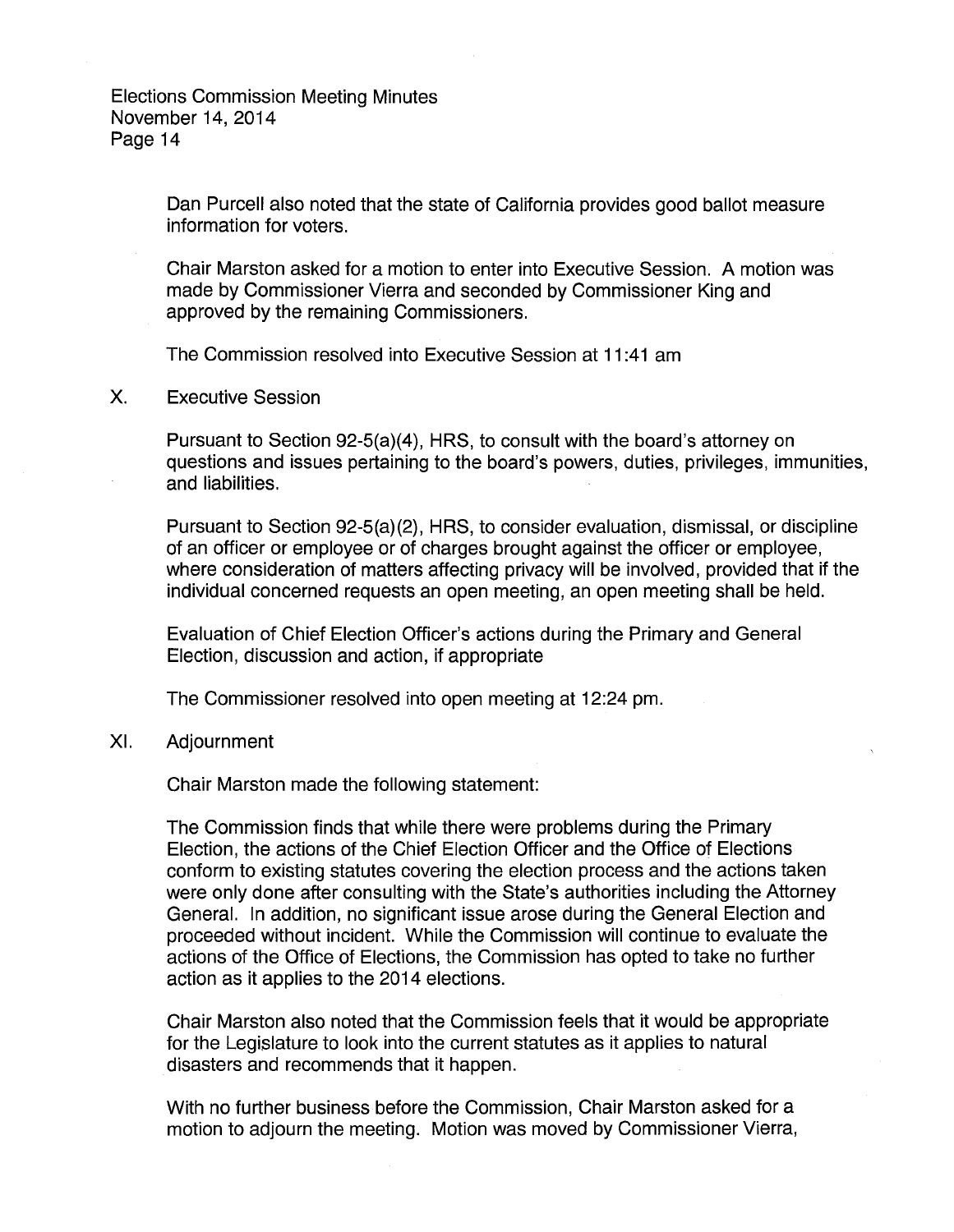Dan Purcell also noted that the state of California provides good ballot measure information for voters.

Chair Marston asked for a motion to enter into Executive Session. A motion was made by Commissioner Vierra and seconded by Commissioner King and approved by the remaining Commissioners.

The Commission resolved into Executive Session at 11:41 am

## X. Executive Session

Pursuant to Section 92-5(a)(4), HRS, to consult with the board's attorney on questions and issues pertaining to the board's powers, duties, privileges, immunities, and liabilities.

Pursuant to Section 92-5(a)(2), HRS, to consider evaluation, dismissal, or discipline of an officer or employee or of charges brought against the officer or employee, where consideration of matters affecting privacy will be involved, provided that if the individual concerned requests an open meeting, an open meeting shall be held.

Evaluation of Chief Election Officer's actions during the Primary and General Election, discussion and action, if appropriate

The Commissioner resolved into open meeting at 12:24 pm.

## XI. Adjournment

Chair Marston made the following statement:

The Commission finds that while there were problems during the Primary Election, the actions of the Chief Election Officer and the Office of Elections conform to existing statutes covering the election process and the actions taken were only done after consulting with the State's authorities including the Attorney General. In addition, no significant issue arose during the General Election and proceeded without incident. While the Commission will continue to evaluate the actions of the Office of Elections, the Commission has opted to take no further action as it applies to the 2014 elections.

Chair Marston also noted that the Commission feels that it would be appropriate for the Legislature to look into the current statutes as it applies to natural disasters and recommends that it happen.

With no further business before the Commission, Chair Marston asked for a motion to adjourn the meeting. Motion was moved by Commissioner Vierra,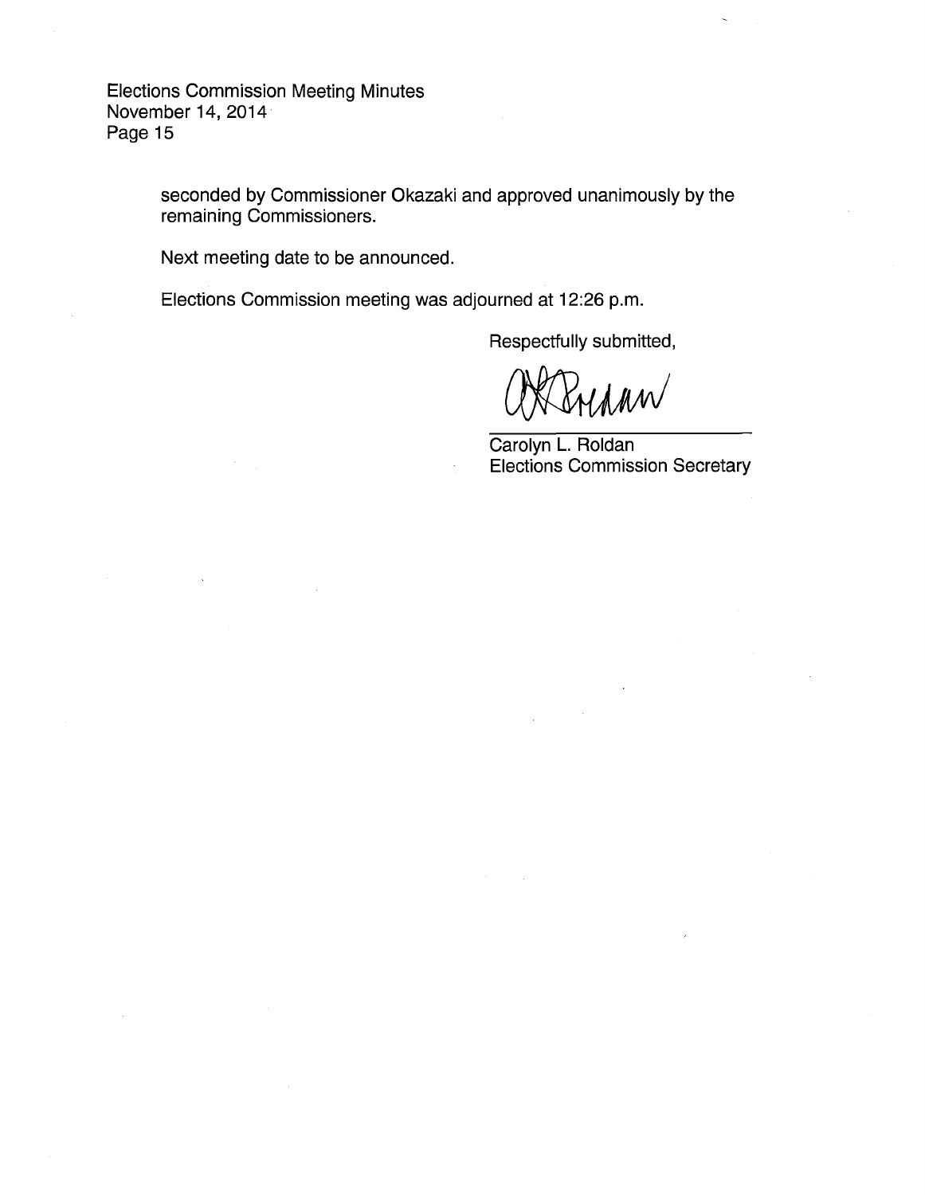seconded by Commissioner Okazaki and approved unanimously by the remaining Commissioners.

Next meeting date to be announced.

Elections Commission meeting was adjourned at 12:26 p.m.

Respectfully submitted,

Carolyn L. Roldan
Elections Commission Secretary